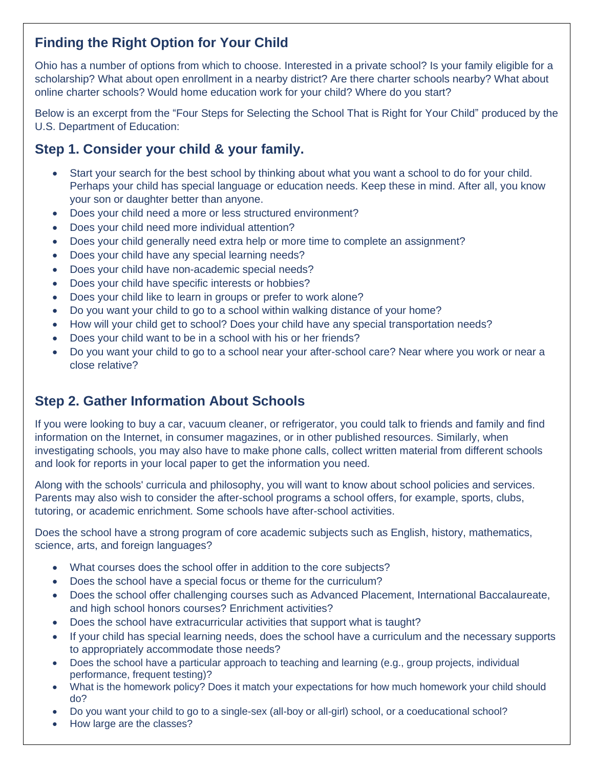## Finding the Right Option for Your Child

Ohio has a number of options from which to choose. Interested in a private school? Is your family eligible for a scholarship? What about open enrollment in a nearby district? Are there charter schools nearby? What about online charter schools? Would home education work for your child? Where do you start?

Below is an excerpt from the "Four Steps for Selecting the School That is Right for Your Child" produced by the U.S. Department of Education:

## Step 1. Consider your child & your family.

- Start your search for the best school by thinking about what you want a school to do for your child. Perhaps your child has special language or education needs. Keep these in mind. After all, you know your son or daughter better than anyone.
- Does your child need a more or less structured environment?
- Does your child need more individual attention?
- Does your child generally need extra help or more time to complete an assignment?
- Does your child have any special learning needs?
- Does your child have non-academic special needs?
- Does your child have specific interests or hobbies?
- Does your child like to learn in groups or prefer to work alone?
- Do you want your child to go to a school within walking distance of your home?
- How will your child get to school? Does your child have any special transportation needs?
- Does your child want to be in a school with his or her friends?
- Do you want your child to go to a school near your after-school care? Near where you work or near a close relative?

## Step 2. Gather Information About Schools

If you were looking to buy a car, vacuum cleaner, or refrigerator, you could talk to friends and family and find information on the Internet, in consumer magazines, or in other published resources. Similarly, when investigating schools, you may also have to make phone calls, collect written material from different schools and look for reports in your local paper to get the information you need.

Along with the schools' curricula and philosophy, you will want to know about school policies and services. Parents may also wish to consider the after-school programs a school offers, for example, sports, clubs, tutoring, or academic enrichment. Some schools have after-school activities.

Does the school have a strong program of core academic subjects such as English, history, mathematics, science, arts, and foreign languages?

- What courses does the school offer in addition to the core subjects?
- Does the school have a special focus or theme for the curriculum?
- Does the school offer challenging courses such as Advanced Placement, International Baccalaureate, and high school honors courses? Enrichment activities?
- Does the school have extracurricular activities that support what is taught?
- If your child has special learning needs, does the school have a curriculum and the necessary supports to appropriately accommodate those needs?
- Does the school have a particular approach to teaching and learning (e.g., group projects, individual performance, frequent testing)?
- What is the homework policy? Does it match your expectations for how much homework your child should do?
- Do you want your child to go to a single-sex (all-boy or all-girl) school, or a coeducational school?
- How large are the classes?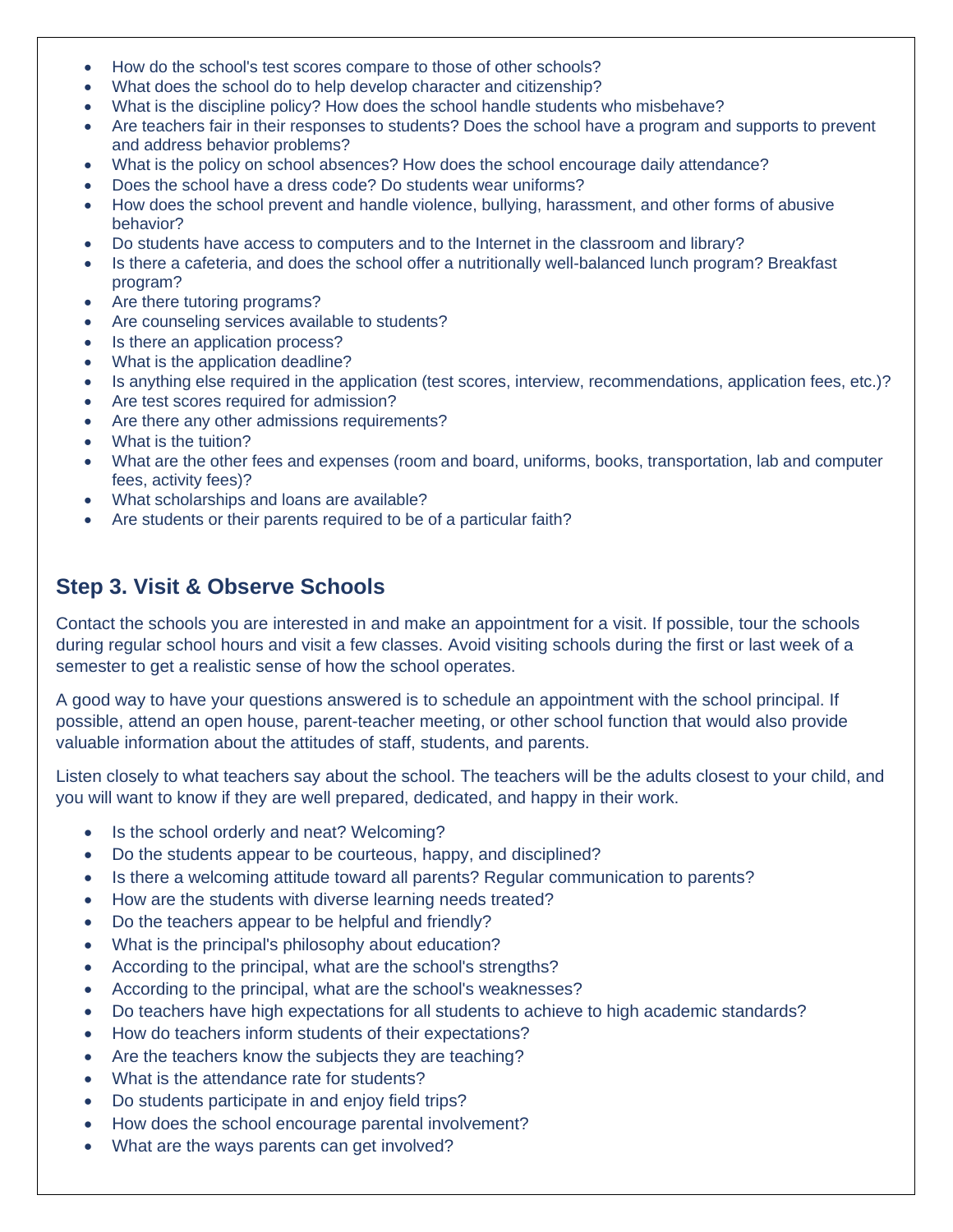- How do the school's test scores compare to those of other schools?
- What does the school do to help develop character and citizenship?
- What is the discipline policy? How does the school handle students who misbehave?
- Are teachers fair in their responses to students? Does the school have a program and supports to prevent and address behavior problems?
- What is the policy on school absences? How does the school encourage daily attendance?
- Does the school have a dress code? Do students wear uniforms?
- How does the school prevent and handle violence, bullying, harassment, and other forms of abusive behavior?
- Do students have access to computers and to the Internet in the classroom and library?
- Is there a cafeteria, and does the school offer a nutritionally well-balanced lunch program? Breakfast program?
- Are there tutoring programs?
- Are counseling services available to students?
- Is there an application process?
- What is the application deadline?
- Is anything else required in the application (test scores, interview, recommendations, application fees, etc.)?
- Are test scores required for admission?
- Are there any other admissions requirements?
- What is the tuition?
- What are the other fees and expenses (room and board, uniforms, books, transportation, lab and computer fees, activity fees)?
- What scholarships and loans are available?
- Are students or their parents required to be of a particular faith?

## Step 3. Visit & Observe Schools

Contact the schools you are interested in and make an appointment for a visit. If possible, tour the schools during regular school hours and visit a few classes. Avoid visiting schools during the first or last week of a semester to get a realistic sense of how the school operates.

A good way to have your questions answered is to schedule an appointment with the school principal. If possible, attend an open house, parent-teacher meeting, or other school function that would also provide valuable information about the attitudes of staff, students, and parents.

Listen closely to what teachers say about the school. The teachers will be the adults closest to your child, and you will want to know if they are well prepared, dedicated, and happy in their work.

- Is the school orderly and neat? Welcoming?
- Do the students appear to be courteous, happy, and disciplined?
- Is there a welcoming attitude toward all parents? Regular communication to parents?
- How are the students with diverse learning needs treated?
- Do the teachers appear to be helpful and friendly?
- What is the principal's philosophy about education?
- According to the principal, what are the school's strengths?
- According to the principal, what are the school's weaknesses?
- Do teachers have high expectations for all students to achieve to high academic standards?
- How do teachers inform students of their expectations?
- Are the teachers know the subjects they are teaching?
- What is the attendance rate for students?
- Do students participate in and enjoy field trips?
- How does the school encourage parental involvement?
- What are the ways parents can get involved?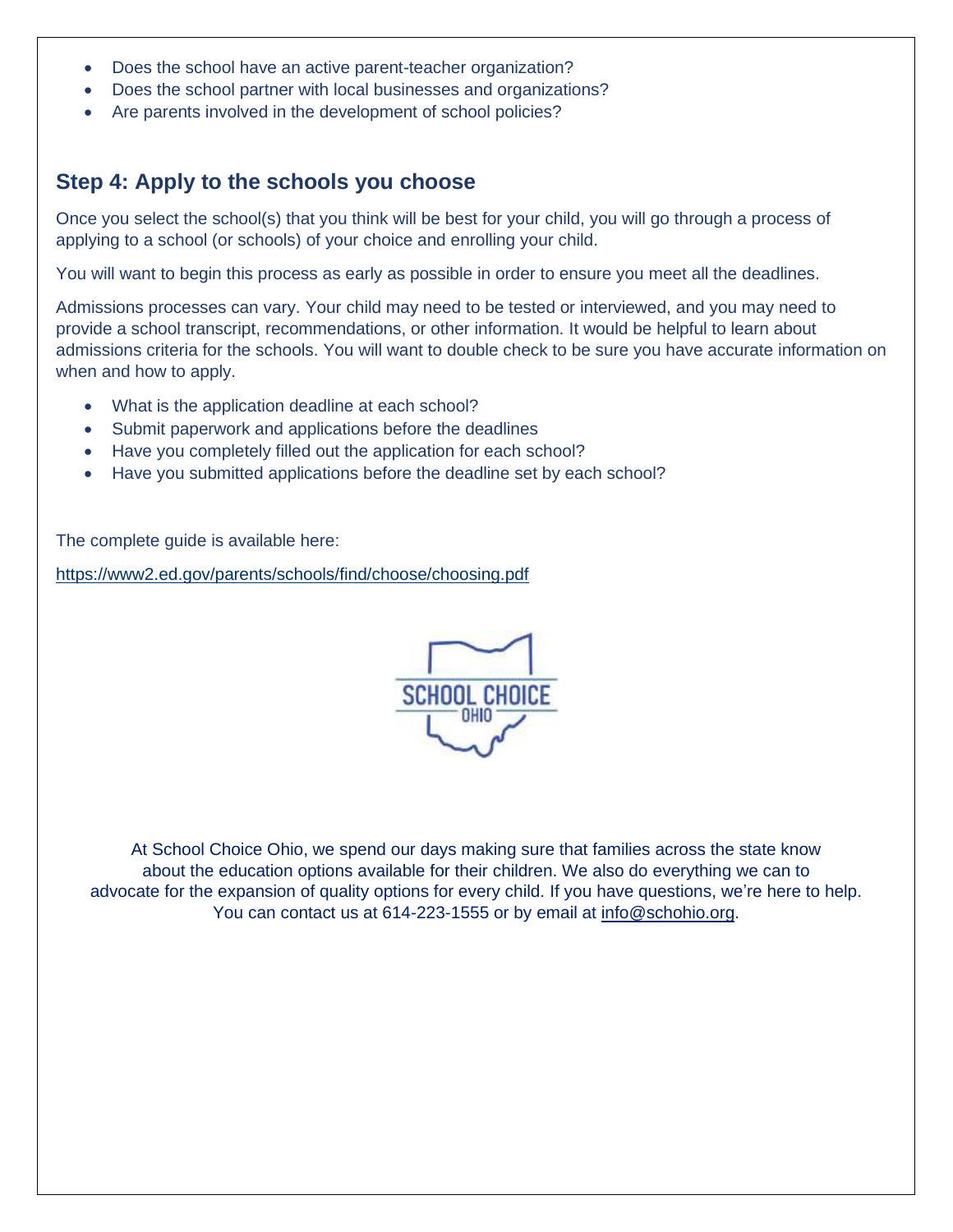- Does the school have an active parent-teacher organization?
- Does the school partner with local businesses and organizations?
- Are parents involved in the development of school policies?

## Step 4: Apply to the schools you choose

Once you select the school(s) that you think will be best for your child, you will go through a process of applying to a school (or schools) of your choice and enrolling your child.

You will want to begin this process as early as possible in order to ensure you meet all the deadlines.

Admissions processes can vary. Your child may need to be tested or interviewed, and you may need to provide a school transcript, recommendations, or other information. It would be helpful to learn about admissions criteria for the schools. You will want to double check to be sure you have accurate information on when and how to apply.

- What is the application deadline at each school?
- Submit paperwork and applications before the deadlines
- Have you completely filled out the application for each school?
- Have you submitted applications before the deadline set by each school?

The complete guide is available here:

https://www2.ed.gov/parents/schools/find/choose/choosing.pdf

SCHOOL CHOICE OHIO

At School Choice Ohio, we spend our days making sure that families across the state know about the education options available for their children. We also do everything we can to advocate for the expansion of quality options for every child. If you have questions, we're here to help. You can contact us at 614-223-1555 or by email at info@schohio.org.